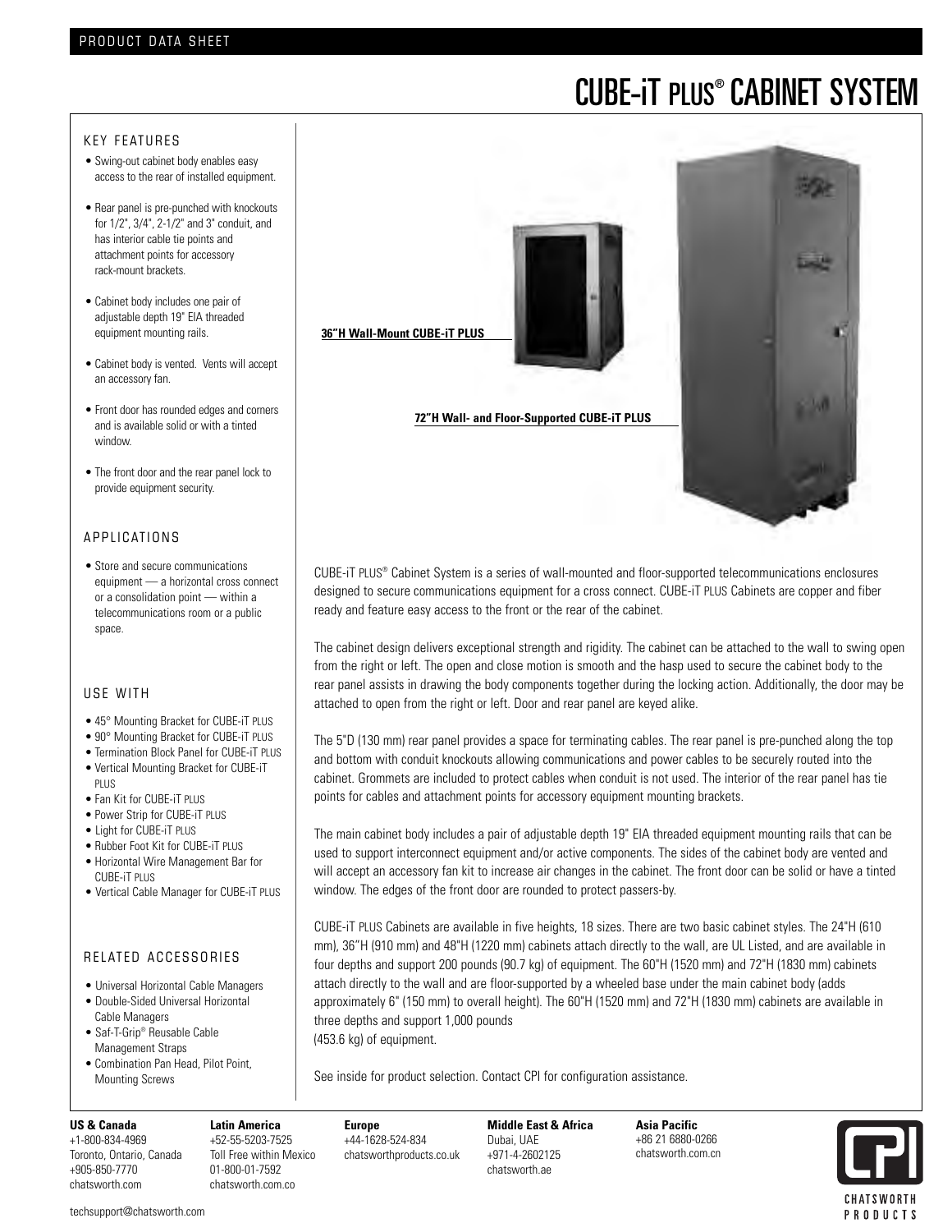PRODUCT DATA SHEET

# CUBE-iT PLUS® CABINET SYSTEM

## KEY FEATURES

- Swing-out cabinet body enables easy access to the rear of installed equipment.
- Rear panel is pre-punched with knockouts for 1/2", 3/4", 2-1/2" and 3" conduit, and has interior cable tie points and attachment points for accessory rack-mount brackets.
- Cabinet body includes one pair of adjustable depth 19" EIA threaded equipment mounting rails.
- Cabinet body is vented. Vents will accept an accessory fan.
- Front door has rounded edges and corners and is available solid or with a tinted window.
- The front door and the rear panel lock to provide equipment security.

## APPLICATIONS

- Store and secure communications equipment — a horizontal cross connect or a consolidation point — within a telecommunications room or a public space.

## USE WITH

- 45° Mounting Bracket for CUBE-iT PLUS
- 90° Mounting Bracket for CUBE-iT PLUS
- Termination Block Panel for CUBE-iT PLUS
- Vertical Mounting Bracket for CUBE-iT PLUS
- Fan Kit for CUBE-iT PLUS
- Power Strip for CUBE-iT PLUS
- Light for CUBE-iT PLUS
- Rubber Foot Kit for CUBE-iT PLUS
- Horizontal Wire Management Bar for CUBE-iT PLUS
- Vertical Cable Manager for CUBE-iT PLUS

## RELATED ACCESSORIES

- Universal Horizontal Cable Managers
- Double-Sided Universal Horizontal Cable Managers
- Saf-T-Grip® Reusable Cable Management Straps
- Combination Pan Head, Pilot Point, Mounting Screws

**36"H Wall-Mount CUBE-iT PLUS**

**72"H Wall- and Floor-Supported CUBE-iT PLUS**

CUBE-iT PLUS® Cabinet System is a series of wall-mounted and floor-supported telecommunications enclosures designed to secure communications equipment for a cross connect. CUBE-iT PLUS Cabinets are copper and fiber ready and feature easy access to the front or the rear of the cabinet.

The cabinet design delivers exceptional strength and rigidity. The cabinet can be attached to the wall to swing open from the right or left. The open and close motion is smooth and the hasp used to secure the cabinet body to the rear panel assists in drawing the body components together during the locking action. Additionally, the door may be attached to open from the right or left. Door and rear panel are keyed alike.

The 5"D (130 mm) rear panel provides a space for terminating cables. The rear panel is pre-punched along the top and bottom with conduit knockouts allowing communications and power cables to be securely routed into the cabinet. Grommets are included to protect cables when conduit is not used. The interior of the rear panel has tie points for cables and attachment points for accessory equipment mounting brackets.

The main cabinet body includes a pair of adjustable depth 19" EIA threaded equipment mounting rails that can be used to support interconnect equipment and/or active components. The sides of the cabinet body are vented and will accept an accessory fan kit to increase air changes in the cabinet. The front door can be solid or have a tinted window. The edges of the front door are rounded to protect passers-by.

CUBE-iT PLUS Cabinets are available in five heights, 18 sizes. There are two basic cabinet styles. The 24"H (610 mm), 36"H (910 mm) and 48"H (1220 mm) cabinets attach directly to the wall, are UL Listed, and are available in four depths and support 200 pounds (90.7 kg) of equipment. The 60"H (1520 mm) and 72"H (1830 mm) cabinets attach directly to the wall and are floor-supported by a wheeled base under the main cabinet body (adds approximately 6" (150 mm) to overall height). The 60"H (1520 mm) and 72"H (1830 mm) cabinets are available in three depths and support 1,000 pounds (453.6 kg) of equipment.

See inside for product selection. Contact CPI for configuration assistance.

**US & Canada**
+1-800-834-4969
Toronto, Ontario, Canada
+905-850-7770
chatsworth.com

**Latin America**
+52-55-5203-7525
Toll Free within Mexico
01-800-01-7592
chatsworth.com.co

**Europe**
+44-1628-524-834
chatsworthproducts.co.uk

**Middle East & Africa**
Dubai, UAE
+971-4-2602125
chatsworth.ae

**Asia Pacific**
+86 21 6880-0266
chatsworth.com.cn

CPI CHATSWORTH PRODUCTS

techsupport@chatsworth.com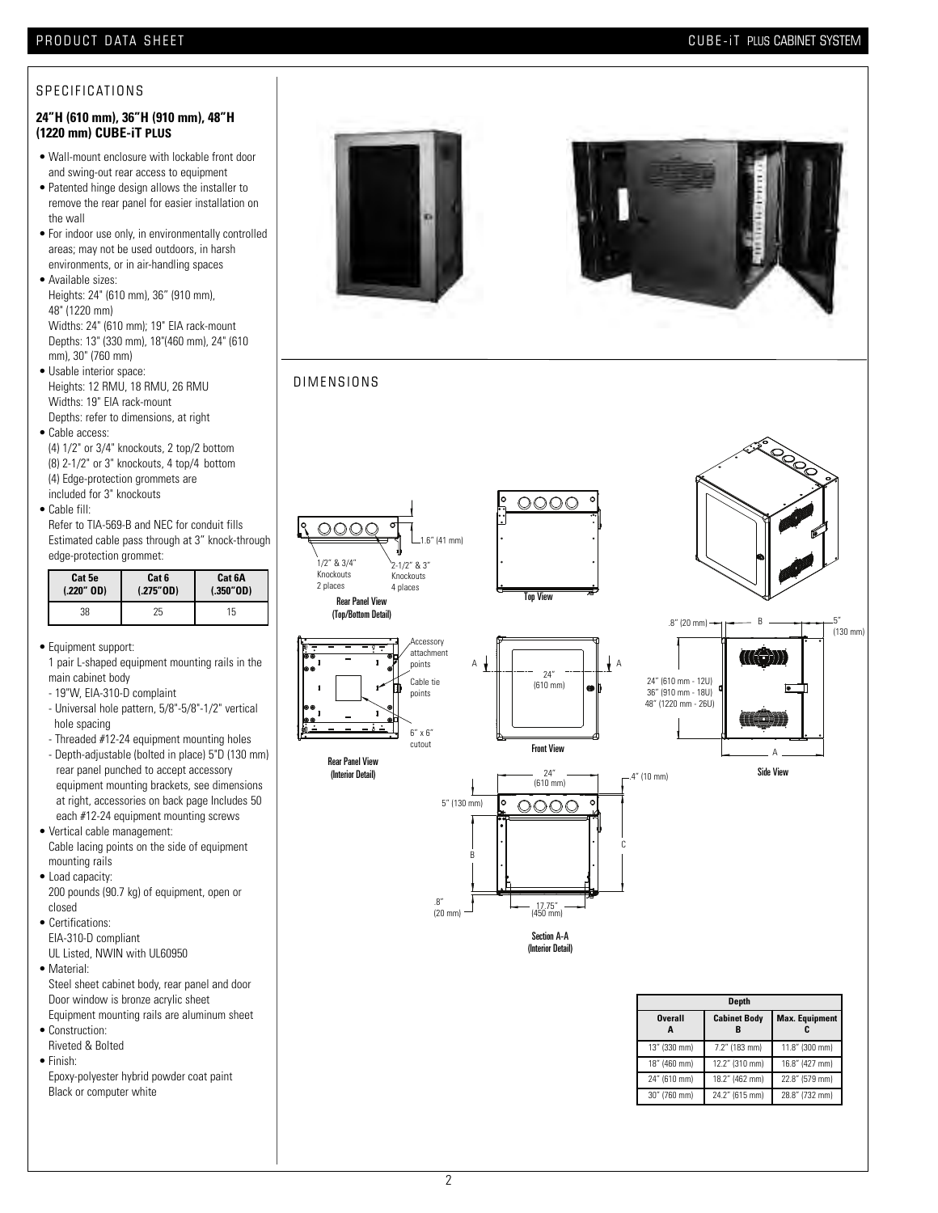## SPECIFICATIONS

### 24"H (610 mm), 36"H (910 mm), 48"H (1220 mm) CUBE-iT PLUS

- Wall-mount enclosure with lockable front door and swing-out rear access to equipment
- Patented hinge design allows the installer to remove the rear panel for easier installation on the wall
- For indoor use only, in environmentally controlled areas; may not be used outdoors, in harsh environments, or in air-handling spaces
- Available sizes:
  Heights: 24" (610 mm), 36" (910 mm), 48" (1220 mm)
  Widths: 24" (610 mm); 19" EIA rack-mount
  Depths: 13" (330 mm), 18"(460 mm), 24" (610 mm), 30" (760 mm)
- Usable interior space:
  Heights: 12 RMU, 18 RMU, 26 RMU
  Widths: 19" EIA rack-mount
  Depths: refer to dimensions, at right
- Cable access:
  (4) 1/2" or 3/4" knockouts, 2 top/2 bottom
  (8) 2-1/2" or 3" knockouts, 4 top/4 bottom
  (4) Edge-protection grommets are included for 3" knockouts
- Cable fill:
  Refer to TIA-569-B and NEC for conduit fills
  Estimated cable pass through at 3" knock-through edge-protection grommet:

| Cat 5e (.220" OD) | Cat 6 (.275"OD) | Cat 6A (.350"OD) |
|---|---|---|
| 38 | 25 | 15 |

- Equipment support:
  1 pair L-shaped equipment mounting rails in the main cabinet body
  - 19"W, EIA-310-D complaint
  - Universal hole pattern, 5/8"-5/8"-1/2" vertical hole spacing
  - Threaded #12-24 equipment mounting holes
  - Depth-adjustable (bolted in place) 5"D (130 mm) rear panel punched to accept accessory equipment mounting brackets, see dimensions at right, accessories on back page Includes 50 each #12-24 equipment mounting screws
- Vertical cable management:
  Cable lacing points on the side of equipment mounting rails
- Load capacity:
  200 pounds (90.7 kg) of equipment, open or closed
- Certifications:
  EIA-310-D compliant
  UL Listed, NWIN with UL60950
- Material:
  Steel sheet cabinet body, rear panel and door
  Door window is bronze acrylic sheet
  Equipment mounting rails are aluminum sheet
- Construction:
  Riveted & Bolted
- Finish:
  Epoxy-polyester hybrid powder coat paint
  Black or computer white

## DIMENSIONS

1.6" (41 mm)
1/2" & 3/4" Knockouts 2 places
2-1/2" & 3" Knockouts 4 places

Rear Panel View (Top/Bottom Detail)

Top View

Accessory attachment points
Cable tie points
6" x 6" cutout

Rear Panel View (Interior Detail)

24" (610 mm)

Front View

.8" (20 mm) B 5" (130 mm)
24" (610 mm - 12U)
36" (910 mm - 18U)
48" (1220 mm - 26U)
A

Side View

24" (610 mm)
.4" (10 mm)
5" (130 mm)
B
C
.8" (20 mm)
17.75" (450 mm)

Section A-A (Interior Detail)

| Depth | | |
|---|---|---|
| Overall A | Cabinet Body B | Max. Equipment C |
| 13" (330 mm) | 7.2" (183 mm) | 11.8" (300 mm) |
| 18" (460 mm) | 12.2" (310 mm) | 16.8" (427 mm) |
| 24" (610 mm) | 18.2" (462 mm) | 22.8" (579 mm) |
| 30" (760 mm) | 24.2" (615 mm) | 28.8" (732 mm) |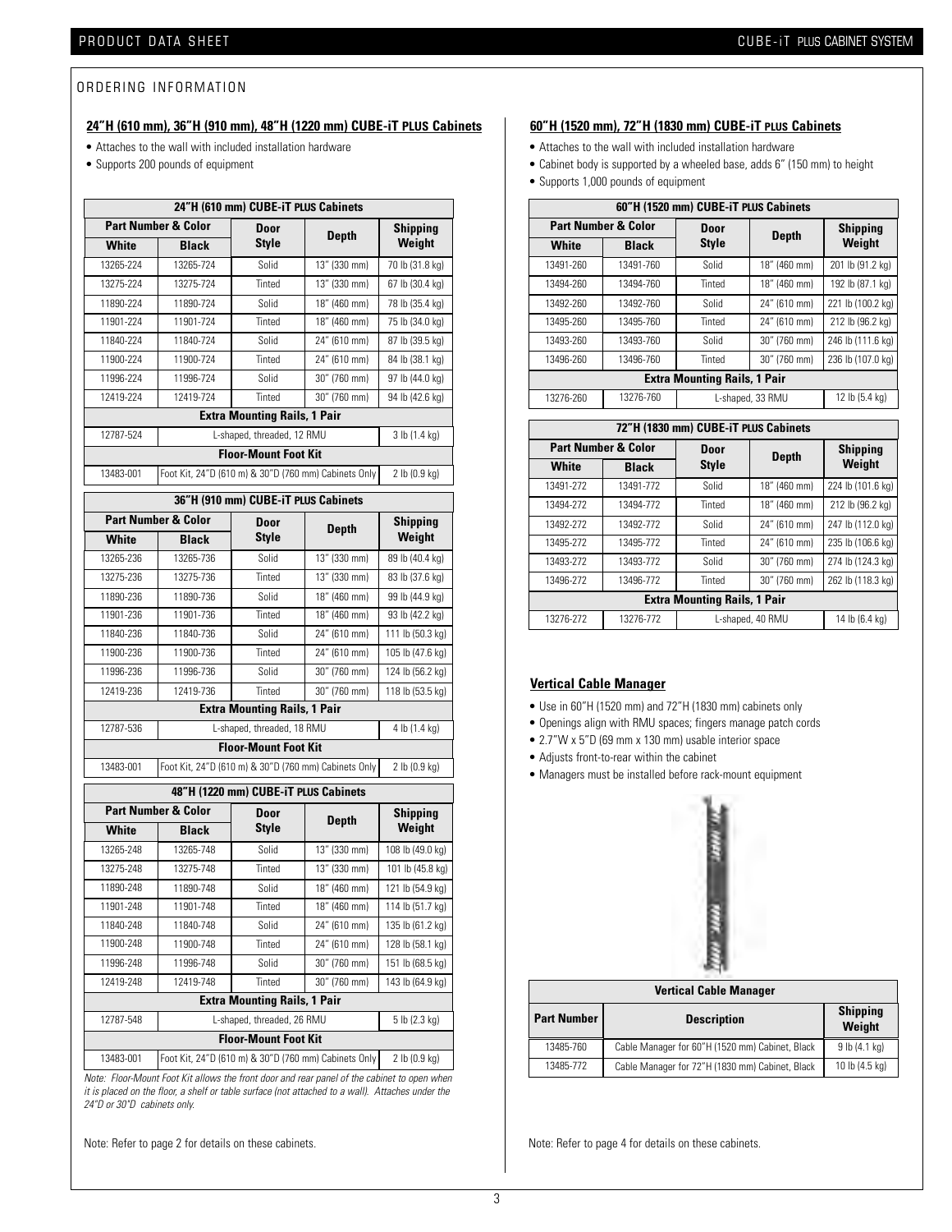## ORDERING INFORMATION

### 24"H (610 mm), 36"H (910 mm), 48"H (1220 mm) CUBE-iT PLUS Cabinets

- Attaches to the wall with included installation hardware
- Supports 200 pounds of equipment

| 24"H (610 mm) CUBE-iT PLUS Cabinets | | | | |
|---|---|---|---|---|
| Part Number & Color | | Door Style | Depth | Shipping Weight |
| White | Black | | | |
| 13265-224 | 13265-724 | Solid | 13" (330 mm) | 70 lb (31.8 kg) |
| 13275-224 | 13275-724 | Tinted | 13" (330 mm) | 67 lb (30.4 kg) |
| 11890-224 | 11890-724 | Solid | 18" (460 mm) | 78 lb (35.4 kg) |
| 11901-224 | 11901-724 | Tinted | 18" (460 mm) | 75 lb (34.0 kg) |
| 11840-224 | 11840-724 | Solid | 24" (610 mm) | 87 lb (39.5 kg) |
| 11900-224 | 11900-724 | Tinted | 24" (610 mm) | 84 lb (38.1 kg) |
| 11996-224 | 11996-724 | Solid | 30" (760 mm) | 97 lb (44.0 kg) |
| 12419-224 | 12419-724 | Tinted | 30" (760 mm) | 94 lb (42.6 kg) |
| Extra Mounting Rails, 1 Pair | | | | |
| 12787-524 | L-shaped, threaded, 12 RMU | | | 3 lb (1.4 kg) |
| Floor-Mount Foot Kit | | | | |
| 13483-001 | Foot Kit, 24"D (610 m) & 30"D (760 mm) Cabinets Only | | | 2 lb (0.9 kg) |

| 36"H (910 mm) CUBE-iT PLUS Cabinets | | | | |
|---|---|---|---|---|
| Part Number & Color | | Door Style | Depth | Shipping Weight |
| White | Black | | | |
| 13265-236 | 13265-736 | Solid | 13" (330 mm) | 89 lb (40.4 kg) |
| 13275-236 | 13275-736 | Tinted | 13" (330 mm) | 83 lb (37.6 kg) |
| 11890-236 | 11890-736 | Solid | 18" (460 mm) | 99 lb (44.9 kg) |
| 11901-236 | 11901-736 | Tinted | 18" (460 mm) | 93 lb (42.2 kg) |
| 11840-236 | 11840-736 | Solid | 24" (610 mm) | 111 lb (50.3 kg) |
| 11900-236 | 11900-736 | Tinted | 24" (610 mm) | 105 lb (47.6 kg) |
| 11996-236 | 11996-736 | Solid | 30" (760 mm) | 124 lb (56.2 kg) |
| 12419-236 | 12419-736 | Tinted | 30" (760 mm) | 118 lb (53.5 kg) |
| Extra Mounting Rails, 1 Pair | | | | |
| 12787-536 | L-shaped, threaded, 18 RMU | | | 4 lb (1.4 kg) |
| Floor-Mount Foot Kit | | | | |
| 13483-001 | Foot Kit, 24"D (610 m) & 30"D (760 mm) Cabinets Only | | | 2 lb (0.9 kg) |

| 48"H (1220 mm) CUBE-iT PLUS Cabinets | | | | |
|---|---|---|---|---|
| Part Number & Color | | Door Style | Depth | Shipping Weight |
| White | Black | | | |
| 13265-248 | 13265-748 | Solid | 13" (330 mm) | 108 lb (49.0 kg) |
| 13275-248 | 13275-748 | Tinted | 13" (330 mm) | 101 lb (45.8 kg) |
| 11890-248 | 11890-748 | Solid | 18" (460 mm) | 121 lb (54.9 kg) |
| 11901-248 | 11901-748 | Tinted | 18" (460 mm) | 114 lb (51.7 kg) |
| 11840-248 | 11840-748 | Solid | 24" (610 mm) | 135 lb (61.2 kg) |
| 11900-248 | 11900-748 | Tinted | 24" (610 mm) | 128 lb (58.1 kg) |
| 11996-248 | 11996-748 | Solid | 30" (760 mm) | 151 lb (68.5 kg) |
| 12419-248 | 12419-748 | Tinted | 30" (760 mm) | 143 lb (64.9 kg) |
| Extra Mounting Rails, 1 Pair | | | | |
| 12787-548 | L-shaped, threaded, 26 RMU | | | 5 lb (2.3 kg) |
| Floor-Mount Foot Kit | | | | |
| 13483-001 | Foot Kit, 24"D (610 m) & 30"D (760 mm) Cabinets Only | | | 2 lb (0.9 kg) |

*Note: Floor-Mount Foot Kit allows the front door and rear panel of the cabinet to open when it is placed on the floor, a shelf or table surface (not attached to a wall). Attaches under the 24"D or 30"D cabinets only.*

Note: Refer to page 2 for details on these cabinets.

### 60"H (1520 mm), 72"H (1830 mm) CUBE-iT PLUS Cabinets

- Attaches to the wall with included installation hardware
- Cabinet body is supported by a wheeled base, adds 6" (150 mm) to height
- Supports 1,000 pounds of equipment

| 60"H (1520 mm) CUBE-iT PLUS Cabinets | | | | |
|---|---|---|---|---|
| Part Number & Color | | Door Style | Depth | Shipping Weight |
| White | Black | | | |
| 13491-260 | 13491-760 | Solid | 18" (460 mm) | 201 lb (91.2 kg) |
| 13494-260 | 13494-760 | Tinted | 18" (460 mm) | 192 lb (87.1 kg) |
| 13492-260 | 13492-760 | Solid | 24" (610 mm) | 221 lb (100.2 kg) |
| 13495-260 | 13495-760 | Tinted | 24" (610 mm) | 212 lb (96.2 kg) |
| 13493-260 | 13493-760 | Solid | 30" (760 mm) | 246 lb (111.6 kg) |
| 13496-260 | 13496-760 | Tinted | 30" (760 mm) | 236 lb (107.0 kg) |
| Extra Mounting Rails, 1 Pair | | | | |
| 13276-260 | 13276-760 | L-shaped, 33 RMU | | 12 lb (5.4 kg) |

| 72"H (1830 mm) CUBE-iT PLUS Cabinets | | | | |
|---|---|---|---|---|
| Part Number & Color | | Door Style | Depth | Shipping Weight |
| White | Black | | | |
| 13491-272 | 13491-772 | Solid | 18" (460 mm) | 224 lb (101.6 kg) |
| 13494-272 | 13494-772 | Tinted | 18" (460 mm) | 212 lb (96.2 kg) |
| 13492-272 | 13492-772 | Solid | 24" (610 mm) | 247 lb (112.0 kg) |
| 13495-272 | 13495-772 | Tinted | 24" (610 mm) | 235 lb (106.6 kg) |
| 13493-272 | 13493-772 | Solid | 30" (760 mm) | 274 lb (124.3 kg) |
| 13496-272 | 13496-772 | Tinted | 30" (760 mm) | 262 lb (118.3 kg) |
| Extra Mounting Rails, 1 Pair | | | | |
| 13276-272 | 13276-772 | L-shaped, 40 RMU | | 14 lb (6.4 kg) |

### Vertical Cable Manager

- Use in 60"H (1520 mm) and 72"H (1830 mm) cabinets only
- Openings align with RMU spaces; fingers manage patch cords
- 2.7"W x 5"D (69 mm x 130 mm) usable interior space
- Adjusts front-to-rear within the cabinet
- Managers must be installed before rack-mount equipment

| Vertical Cable Manager | | |
|---|---|---|
| Part Number | Description | Shipping Weight |
| 13485-760 | Cable Manager for 60"H (1520 mm) Cabinet, Black | 9 lb (4.1 kg) |
| 13485-772 | Cable Manager for 72"H (1830 mm) Cabinet, Black | 10 lb (4.5 kg) |

Note: Refer to page 4 for details on these cabinets.